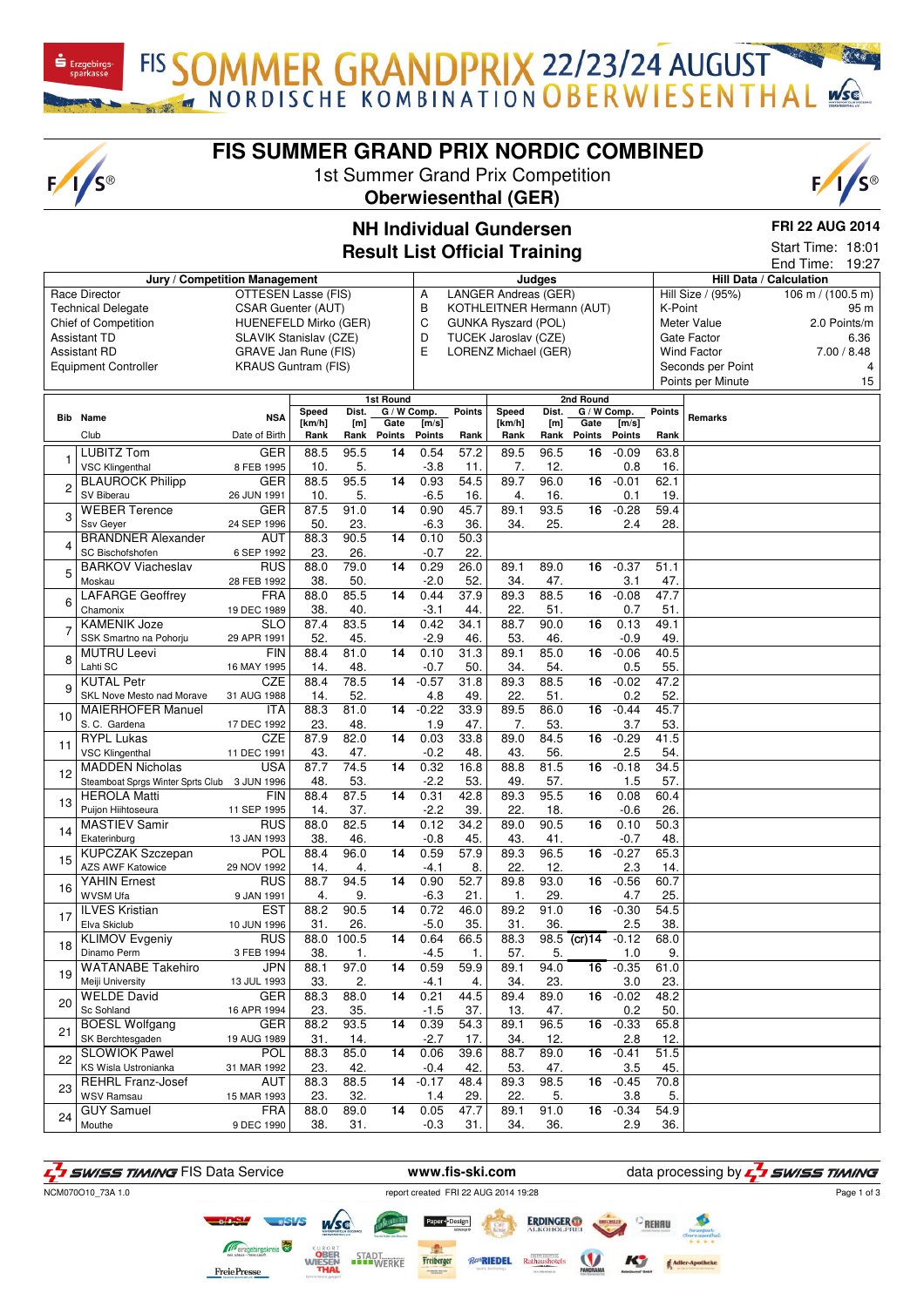# FIS SUMMER GRAND PRIX NORDIC COMBINED

1st Summer Grand Prix Competition

**Oberwiesenthal (GER)**

## NH Individual Gundersen
## Result List Official Training

**FRI 22 AUG 2014**

Start Time: 18:01
End Time: 19:27

| Jury / Competition Management | | Judges | | Hill Data / Calculation | |
|---|---|---|---|---|---|
| Race Director | OTTESEN Lasse (FIS) | A | LANGER Andreas (GER) | Hill Size / (95%) | 106 m / (100.5 m) |
| Technical Delegate | CSAR Guenter (AUT) | B | KOTHLEITNER Hermann (AUT) | K-Point | 95 m |
| Chief of Competition | HUENEFELD Mirko (GER) | C | GUNKA Ryszard (POL) | Meter Value | 2.0 Points/m |
| Assistant TD | SLAVIK Stanislav (CZE) | D | TUCEK Jaroslav (CZE) | Gate Factor | 6.36 |
| Assistant RD | GRAVE Jan Rune (FIS) | E | LORENZ Michael (GER) | Wind Factor | 7.00 / 8.48 |
| Equipment Controller | KRAUS Guntram (FIS) | | | Seconds per Point | 4 |
| | | | | Points per Minute | 15 |

| Bib | Name / Club | NSA / Date of Birth | 1st Round Speed [km/h] / Rank | Dist. [m] / Rank | G / W Comp. Gate / Points | [m/s] / Points | Points / Rank | 2nd Round Speed [km/h] / Rank | Dist. [m] / Rank | G / W Comp. Gate / Points | [m/s] / Points | Points / Rank | Remarks |
|---|---|---|---|---|---|---|---|---|---|---|---|---|---|
| 1 | LUBITZ Tom / VSC Klingenthal | GER / 8 FEB 1995 | 88.5 / 10. | 95.5 / 5. | 14 | 0.54 / -3.8 | 57.2 / 11. | 89.5 / 7. | 96.5 / 12. | 16 | -0.09 / 0.8 | 63.8 / 16. | |
| 2 | BLAUROCK Philipp / SV Biberau | GER / 26 JUN 1991 | 88.5 / 10. | 95.5 / 5. | 14 | 0.93 / -6.5 | 54.5 / 16. | 89.7 / 4. | 96.0 / 16. | 16 | -0.01 / 0.1 | 62.1 / 19. | |
| 3 | WEBER Terence / Ssv Geyer | GER / 24 SEP 1996 | 87.5 / 50. | 91.0 / 23. | 14 | 0.90 / -6.3 | 45.7 / 36. | 89.1 / 34. | 93.5 / 25. | 16 | -0.28 / 2.4 | 59.4 / 28. | |
| 4 | BRANDNER Alexander / SC Bischofshofen | AUT / 6 SEP 1992 | 88.3 / 23. | 90.5 / 26. | 14 | 0.10 / -0.7 | 50.3 / 22. | | | | | | |
| 5 | BARKOV Viacheslav / Moskau | RUS / 28 FEB 1992 | 88.0 / 38. | 79.0 / 50. | 14 | 0.29 / -2.0 | 26.0 / 52. | 89.1 / 34. | 89.0 / 47. | 16 | -0.37 / 3.1 | 51.1 / 47. | |
| 6 | LAFARGE Geoffrey / Chamonix | FRA / 19 DEC 1989 | 88.0 / 38. | 85.5 / 40. | 14 | 0.44 / -3.1 | 37.9 / 44. | 89.3 / 22. | 88.5 / 51. | 16 | -0.08 / 0.7 | 47.7 / 51. | |
| 7 | KAMENIK Joze / SSK Smartno na Pohorju | SLO / 29 APR 1991 | 87.4 / 52. | 83.5 / 45. | 14 | 0.42 / -2.9 | 34.1 / 46. | 88.7 / 53. | 90.0 / 46. | 16 | 0.13 / -0.9 | 49.1 / 49. | |
| 8 | MUTRU Leevi / Lahti SC | FIN / 16 MAY 1995 | 88.4 / 14. | 81.0 / 48. | 14 | 0.10 / -0.7 | 31.3 / 50. | 89.1 / 34. | 85.0 / 54. | 16 | -0.06 / 0.5 | 40.5 / 55. | |
| 9 | KUTAL Petr / SKL Nove Mesto nad Morave | CZE / 31 AUG 1988 | 88.4 / 14. | 78.5 / 52. | 14 | -0.57 / 4.8 | 31.8 / 49. | 89.3 / 22. | 88.5 / 51. | 16 | -0.02 / 0.2 | 47.2 / 52. | |
| 10 | MAIERHOFER Manuel / S. C. Gardena | ITA / 17 DEC 1992 | 88.3 / 23. | 81.0 / 48. | 14 | -0.22 / 1.9 | 33.9 / 47. | 89.5 / 7. | 86.0 / 53. | 16 | -0.44 / 3.7 | 45.7 / 53. | |
| 11 | RYPL Lukas / VSC Klingenthal | CZE / 11 DEC 1991 | 87.9 / 43. | 82.0 / 47. | 14 | 0.03 / -0.2 | 33.8 / 48. | 89.0 / 43. | 84.5 / 56. | 16 | -0.29 / 2.5 | 41.5 / 54. | |
| 12 | MADDEN Nicholas / Steamboat Sprgs Winter Sprts Club | USA / 3 JUN 1996 | 87.7 / 48. | 74.5 / 53. | 14 | 0.32 / -2.2 | 16.8 / 53. | 88.8 / 49. | 81.5 / 57. | 16 | -0.18 / 1.5 | 34.5 / 57. | |
| 13 | HEROLA Matti / Puijon Hiihtoseura | FIN / 11 SEP 1995 | 88.4 / 14. | 87.5 / 37. | 14 | 0.31 / -2.2 | 42.8 / 39. | 89.3 / 22. | 95.5 / 18. | 16 | 0.08 / -0.6 | 60.4 / 26. | |
| 14 | MASTIEV Samir / Ekaterinburg | RUS / 13 JAN 1993 | 88.0 / 38. | 82.5 / 46. | 14 | 0.12 / -0.8 | 34.2 / 45. | 89.0 / 43. | 90.5 / 41. | 16 | 0.10 / -0.7 | 50.3 / 48. | |
| 15 | KUPCZAK Szczepan / AZS AWF Katowice | POL / 29 NOV 1992 | 88.4 / 14. | 96.0 / 4. | 14 | 0.59 / -4.1 | 57.9 / 8. | 89.3 / 22. | 96.5 / 12. | 16 | -0.27 / 2.3 | 65.3 / 14. | |
| 16 | YAHIN Ernest / WVSM Ufa | RUS / 9 JAN 1991 | 88.7 / 4. | 94.5 / 9. | 14 | 0.90 / -6.3 | 52.7 / 21. | 89.8 / 1. | 93.0 / 29. | 16 | -0.56 / 4.7 | 60.7 / 25. | |
| 17 | ILVES Kristian / Elva Skiclub | EST / 10 JUN 1996 | 88.2 / 31. | 90.5 / 26. | 14 | 0.72 / -5.0 | 46.0 / 35. | 89.2 / 31. | 91.0 / 36. | 16 | -0.30 / 2.5 | 54.5 / 38. | |
| 18 | KLIMOV Evgeniy / Dinamo Perm | RUS / 3 FEB 1994 | 88.0 / 38. | 100.5 / 1. | 14 | 0.64 / -4.5 | 66.5 / 2. | 88.3 / 57. | 98.5 / 5. | (cr)14 | -0.12 / 1.0 | 68.0 / 9. | |
| 19 | WATANABE Takehiro / Meiji University | JPN / 13 JUL 1993 | 88.1 / 33. | 97.0 / 2. | 14 | 0.59 / -4.1 | 59.9 / 4. | 89.1 / 34. | 94.0 / 23. | 16 | -0.35 / 3.0 | 61.0 / 23. | |
| 20 | WELDE David / Sc Sohland | GER / 16 APR 1994 | 88.3 / 23. | 88.0 / 35. | 14 | 0.21 / -1.5 | 44.5 / 37. | 89.4 / 13. | 89.0 / 47. | 16 | -0.02 / 0.2 | 48.2 / 50. | |
| 21 | BOESL Wolfgang / SK Berchtesgaden | GER / 19 AUG 1989 | 88.2 / 31. | 93.5 / 14. | 14 | 0.39 / -2.7 | 54.3 / 17. | 89.1 / 34. | 96.5 / 12. | 16 | -0.33 / 2.8 | 65.8 / 12. | |
| 22 | SLOWIOK Pawel / KS Wisla Ustronianka | POL / 31 MAR 1992 | 88.3 / 23. | 85.0 / 42. | 14 | 0.06 / -0.4 | 39.6 / 42. | 88.7 / 53. | 89.0 / 47. | 16 | -0.41 / 3.5 | 51.5 / 45. | |
| 23 | REHRL Franz-Josef / WSV Ramsau | AUT / 15 MAR 1993 | 88.3 / 23. | 88.5 / 32. | 14 | -0.17 / 1.4 | 48.4 / 29. | 89.3 / 22. | 98.5 / 5. | 16 | -0.45 / 3.8 | 70.8 / 5. | |
| 24 | GUY Samuel / Mouthe | FRA / 9 DEC 1990 | 88.0 / 38. | 89.0 / 31. | 14 | 0.05 / -0.3 | 47.7 / 31. | 89.1 / 34. | 91.0 / 36. | 16 | -0.34 / 2.9 | 54.9 / 36. | |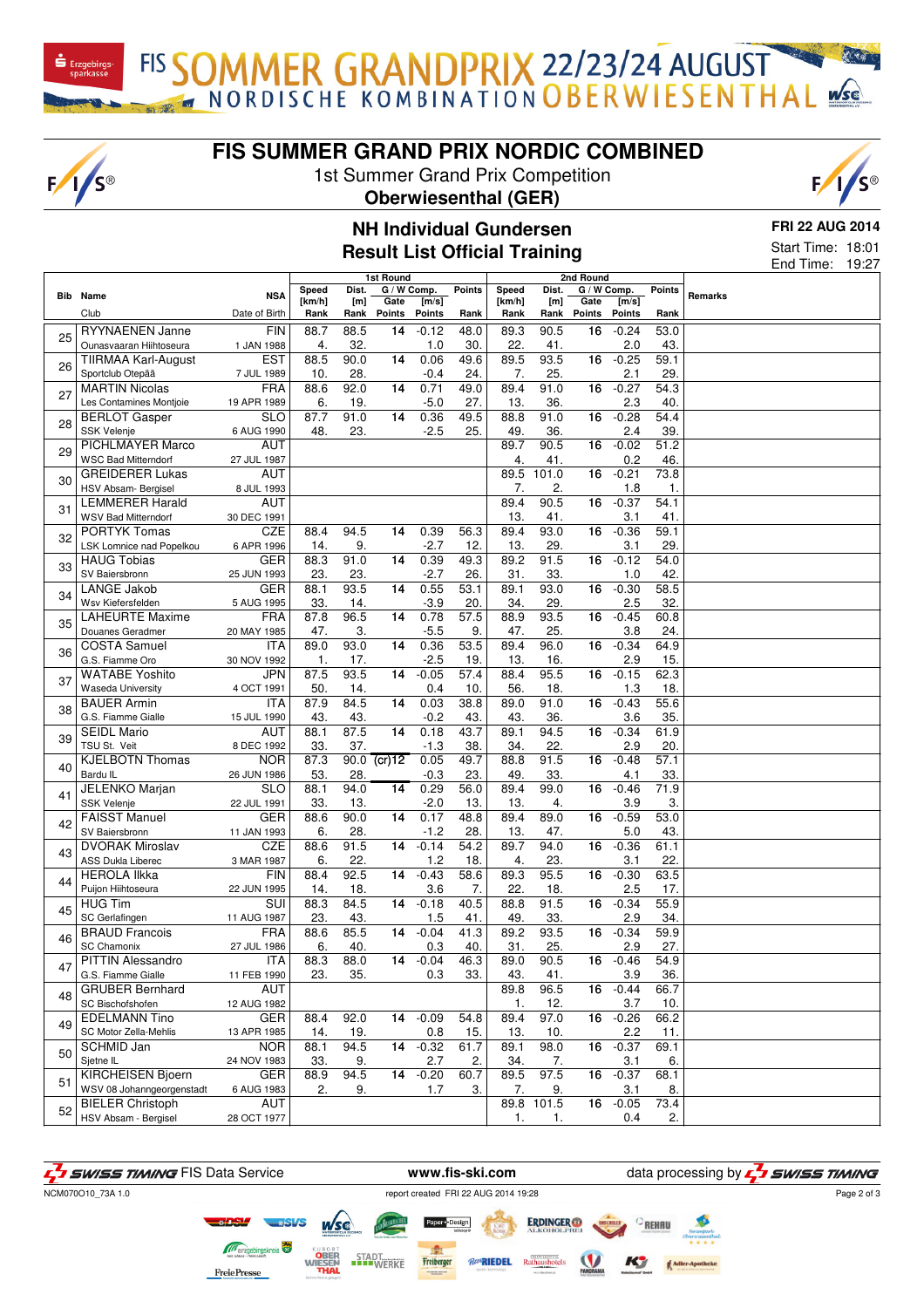# FIS SUMMER GRAND PRIX NORDIC COMBINED

1st Summer Grand Prix Competition

**Oberwiesenthal (GER)**

## NH Individual Gundersen
## Result List Official Training

**FRI 22 AUG 2014**

Start Time: 18:01
End Time: 19:27

| Bib | Name / Club | NSA / Date of Birth | 1st Round Speed [km/h] / Rank | Dist. [m] / Rank | G / W Comp. Gate / Points | [m/s] / Points | Points / Rank | 2nd Round Speed [km/h] / Rank | Dist. [m] / Rank | G / W Comp. Gate / Points | [m/s] / Points | Points / Rank | Remarks |
|---|---|---|---|---|---|---|---|---|---|---|---|---|---|
| 25 | RYYNAENEN Janne / Ounasvaaran Hiihtoseura | FIN / 1 JAN 1988 | 88.7 / 4. | 88.5 / 32. | 14 | -0.12 / 1.0 | 48.0 / 30. | 89.3 / 22. | 90.5 / 41. | 16 | -0.24 / 2.0 | 53.0 / 43. | |
| 26 | TIIRMAA Karl-August / Sportclub Otepää | EST / 7 JUL 1989 | 88.5 / 10. | 90.0 / 28. | 14 | 0.06 / -0.4 | 49.6 / 24. | 89.5 / 7. | 93.5 / 25. | 16 | -0.25 / 2.1 | 59.1 / 29. | |
| 27 | MARTIN Nicolas / Les Contamines Montjoie | FRA / 19 APR 1989 | 88.6 / 6. | 92.0 / 19. | 14 | 0.71 / -5.0 | 49.0 / 27. | 89.4 / 13. | 91.0 / 36. | 16 | -0.27 / 2.3 | 54.3 / 40. | |
| 28 | BERLOT Gasper / SSK Velenje | SLO / 6 AUG 1990 | 87.7 / 48. | 91.0 / 23. | 14 | 0.36 / -2.5 | 49.5 / 25. | 88.8 / 49. | 91.0 / 36. | 16 | -0.28 / 2.4 | 54.4 / 39. | |
| 29 | PICHLMAYER Marco / WSC Bad Mitterndorf | AUT / 27 JUL 1987 | | | | | | 89.7 / 4. | 90.5 / 41. | 16 | -0.02 / 0.2 | 51.2 / 46. | |
| 30 | GREIDERER Lukas / HSV Absam- Bergisel | AUT / 8 JUL 1993 | | | | | | 89.5 / 7. | 101.0 / 2. | 16 | -0.21 / 1.8 | 73.8 / 1. | |
| 31 | LEMMERER Harald / WSV Bad Mitterndorf | AUT / 30 DEC 1991 | | | | | | 89.4 / 13. | 90.5 / 41. | 16 | -0.37 / 3.1 | 54.1 / 41. | |
| 32 | PORTYK Tomas / LSK Lomnice nad Popelkou | CZE / 6 APR 1996 | 88.4 / 14. | 94.5 / 9. | 14 | 0.39 / -2.7 | 56.3 / 12. | 89.4 / 13. | 93.0 / 29. | 16 | -0.36 / 3.1 | 59.1 / 29. | |
| 33 | HAUG Tobias / SV Baiersbronn | GER / 25 JUN 1993 | 88.3 / 23. | 91.0 / 23. | 14 | 0.39 / -2.7 | 49.3 / 26. | 89.2 / 31. | 91.5 / 33. | 16 | -0.12 / 1.0 | 54.0 / 42. | |
| 34 | LANGE Jakob / Wsv Kiefersfelden | GER / 5 AUG 1995 | 88.1 / 33. | 93.5 / 14. | 14 | 0.55 / -3.9 | 53.1 / 20. | 89.1 / 34. | 93.0 / 29. | 16 | -0.30 / 2.5 | 58.5 / 32. | |
| 35 | LAHEURTE Maxime / Douanes Geradmer | FRA / 20 MAY 1985 | 87.8 / 47. | 96.5 / 3. | 14 | 0.78 / -5.5 | 57.5 / 9. | 88.9 / 47. | 93.5 / 25. | 16 | -0.45 / 3.8 | 60.8 / 24. | |
| 36 | COSTA Samuel / G.S. Fiamme Oro | ITA / 30 NOV 1992 | 89.0 / 1. | 93.0 / 17. | 14 | 0.36 / -2.5 | 53.5 / 19. | 89.4 / 13. | 96.0 / 16. | 16 | -0.34 / 2.9 | 64.9 / 15. | |
| 37 | WATABE Yoshito / Waseda University | JPN / 4 OCT 1991 | 87.5 / 50. | 93.5 / 14. | 14 | -0.05 / 0.4 | 57.4 / 10. | 88.4 / 56. | 95.5 / 18. | 16 | -0.15 / 1.3 | 62.3 / 18. | |
| 38 | BAUER Armin / G.S. Fiamme Gialle | ITA / 15 JUL 1990 | 87.9 / 43. | 84.5 / 43. | 14 | 0.03 / -0.2 | 38.8 / 43. | 89.0 / 43. | 91.0 / 36. | 16 | -0.43 / 3.6 | 55.6 / 35. | |
| 39 | SEIDL Mario / TSU St. Veit | AUT / 8 DEC 1992 | 88.1 / 33. | 87.5 / 37. | 14 | 0.18 / -1.3 | 43.7 / 38. | 89.1 / 34. | 94.5 / 22. | 16 | -0.34 / 2.9 | 61.9 / 20. | |
| 40 | KJELBOTN Thomas / Bardu IL | NOR / 26 JUN 1986 | 87.3 / 53. | 90.0 / 28. | (cr)12 | 0.05 / -0.3 | 49.7 / 23. | 88.8 / 49. | 91.5 / 33. | 16 | -0.48 / 4.1 | 57.1 / 33. | |
| 41 | JELENKO Marjan / SSK Velenje | SLO / 22 JUL 1991 | 88.1 / 33. | 94.0 / 13. | 14 | 0.29 / -2.0 | 56.0 / 13. | 89.4 / 13. | 99.0 / 4. | 16 | -0.46 / 3.9 | 71.9 / 3. | |
| 42 | FAISST Manuel / SV Baiersbronn | GER / 11 JAN 1993 | 88.6 / 6. | 90.0 / 28. | 14 | 0.17 / -1.2 | 48.8 / 28. | 89.4 / 13. | 89.0 / 47. | 16 | -0.59 / 5.0 | 53.0 / 43. | |
| 43 | DVORAK Miroslav / ASS Dukla Liberec | CZE / 3 MAR 1987 | 88.6 / 6. | 91.5 / 22. | 14 | -0.14 / 1.2 | 54.2 / 18. | 89.7 / 4. | 94.0 / 23. | 16 | -0.36 / 3.1 | 61.1 / 22. | |
| 44 | HEROLA Ilkka / Puijon Hiihtoseura | FIN / 22 JUN 1995 | 88.4 / 14. | 92.5 / 18. | 14 | -0.43 / 3.6 | 58.6 / 7. | 89.3 / 22. | 95.5 / 18. | 16 | -0.30 / 2.5 | 63.5 / 17. | |
| 45 | HUG Tim / SC Gerlafingen | SUI / 11 AUG 1987 | 88.3 / 23. | 84.5 / 43. | 14 | -0.18 / 1.5 | 40.5 / 41. | 88.8 / 49. | 91.5 / 33. | 16 | -0.34 / 2.9 | 55.9 / 34. | |
| 46 | BRAUD Francois / SC Chamonix | FRA / 27 JUL 1986 | 88.6 / 6. | 85.5 / 40. | 14 | -0.04 / 0.3 | 41.3 / 40. | 89.2 / 31. | 93.5 / 25. | 16 | -0.34 / 2.9 | 59.9 / 27. | |
| 47 | PITTIN Alessandro / G.S. Fiamme Gialle | ITA / 11 FEB 1990 | 88.3 / 23. | 88.0 / 35. | 14 | -0.04 / 0.3 | 46.3 / 33. | 89.0 / 43. | 90.5 / 41. | 16 | -0.46 / 3.9 | 54.9 / 36. | |
| 48 | GRUBER Bernhard / SC Bischofshofen | AUT / 12 AUG 1982 | | | | | | 89.8 / 1. | 96.5 / 12. | 16 | -0.44 / 3.7 | 66.7 / 10. | |
| 49 | EDELMANN Tino / SC Motor Zella-Mehlis | GER / 13 APR 1985 | 88.4 / 14. | 92.0 / 19. | 14 | -0.09 / 0.8 | 54.8 / 15. | 89.4 / 13. | 97.0 / 10. | 16 | -0.26 / 2.2 | 66.2 / 11. | |
| 50 | SCHMID Jan / Sjetne IL | NOR / 24 NOV 1983 | 88.1 / 33. | 94.5 / 9. | 14 | -0.32 / 2.7 | 61.7 / 2. | 89.1 / 34. | 98.0 / 7. | 16 | -0.37 / 3.1 | 69.1 / 6. | |
| 51 | KIRCHEISEN Bjoern / WSV 08 Johanngeorgenstadt | GER / 6 AUG 1983 | 88.9 / 2. | 94.5 / 9. | 14 | -0.20 / 1.7 | 60.7 / 3. | 89.5 / 7. | 97.5 / 9. | 16 | -0.37 / 3.1 | 68.1 / 8. | |
| 52 | BIELER Christoph / HSV Absam - Bergisel | AUT / 28 OCT 1977 | | | | | | 89.8 / 1. | 101.5 / 1. | 16 | -0.05 / 0.4 | 73.4 / 2. | |

FIS Data Service www.fis-ski.com data processing by SWISS TIMING

NCM070O10_73A 1.0 report created FRI 22 AUG 2014 19:28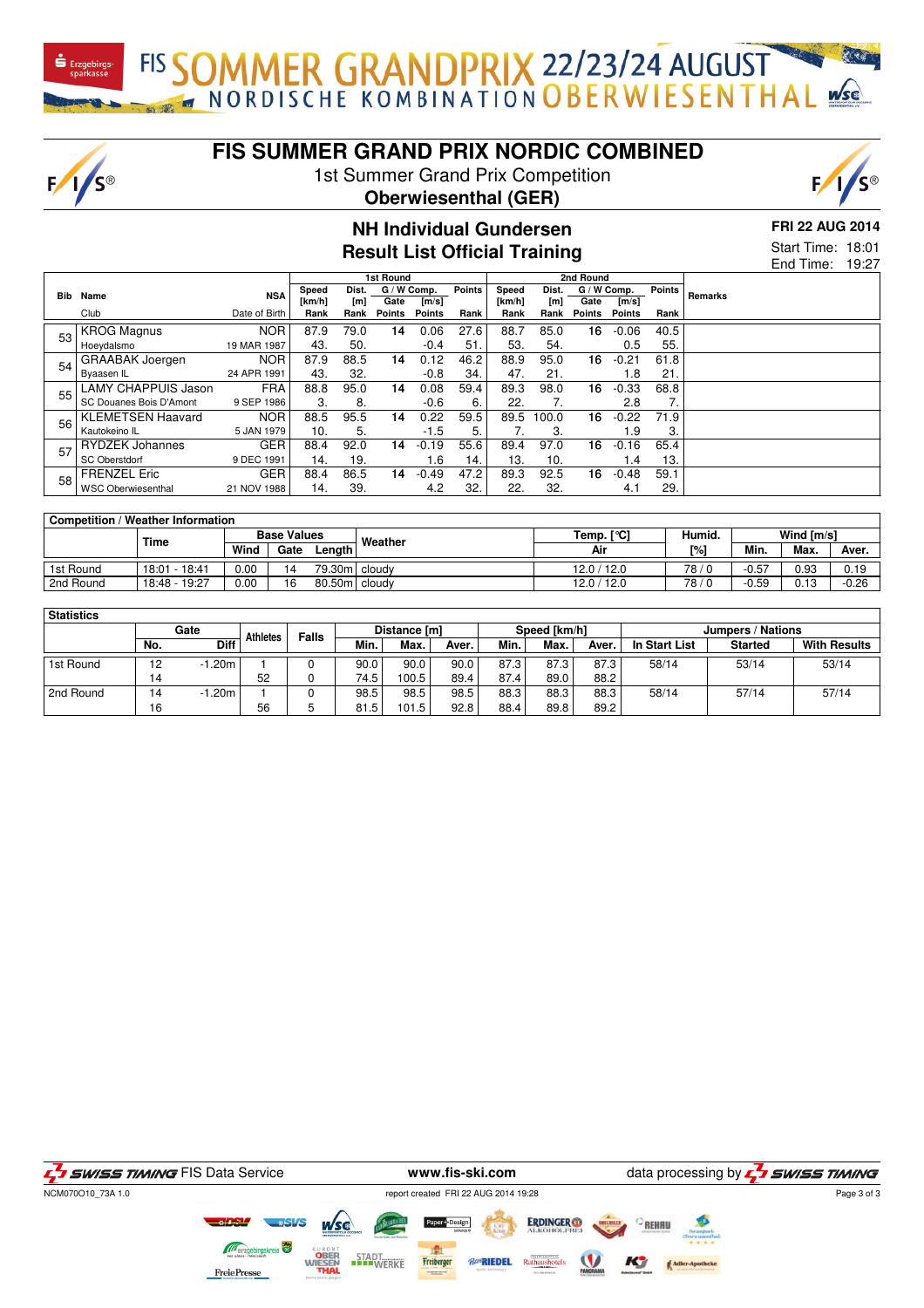# FIS SUMMER GRAND PRIX NORDIC COMBINED

1st Summer Grand Prix Competition

**Oberwiesenthal (GER)**

## NH Individual Gundersen
## Result List Official Training

**FRI 22 AUG 2014**

Start Time: 18:01
End Time: 19:27

| Bib | Name / Club | NSA / Date of Birth | 1st Round Speed [km/h] / Rank | Dist. [m] / Rank | G / W Comp. Gate / Points | [m/s] / Points | Points / Rank | 2nd Round Speed [km/h] / Rank | Dist. [m] / Rank | G / W Comp. Gate / Points | [m/s] / Points | Points / Rank | Remarks |
|---|---|---|---|---|---|---|---|---|---|---|---|---|---|
| 53 | KROG Magnus / Hoeydalsmo | NOR / 19 MAR 1987 | 87.9 / 43. | 79.0 / 50. | 14 | 0.06 / -0.4 | 27.6 / 51. | 88.7 / 53. | 85.0 / 54. | 16 | -0.06 / 0.5 | 40.5 / 55. | |
| 54 | GRAABAK Joergen / Byaasen IL | NOR / 24 APR 1991 | 87.9 / 43. | 88.5 / 32. | 14 | 0.12 / -0.8 | 46.2 / 34. | 88.9 / 47. | 95.0 / 21. | 16 | -0.21 / 1.8 | 61.8 / 21. | |
| 55 | LAMY CHAPPUIS Jason / SC Douanes Bois D'Amont | FRA / 9 SEP 1986 | 88.8 / 3. | 95.0 / 8. | 14 | 0.08 / -0.6 | 59.4 / 6. | 89.3 / 22. | 98.0 / 7. | 16 | -0.33 / 2.8 | 68.8 / 7. | |
| 56 | KLEMETSEN Haavard / Kautokeino IL | NOR / 5 JAN 1979 | 88.5 / 10. | 95.5 / 5. | 14 | 0.22 / -1.5 | 59.5 / 5. | 89.5 / 7. | 100.0 / 3. | 16 | -0.22 / 1.9 | 71.9 / 3. | |
| 57 | RYDZEK Johannes / SC Oberstdorf | GER / 9 DEC 1991 | 88.4 / 14. | 92.0 / 19. | 14 | -0.19 / 1.6 | 55.6 / 14. | 89.4 / 13. | 97.0 / 10. | 16 | -0.16 / 1.4 | 65.4 / 13. | |
| 58 | FRENZEL Eric / WSC Oberwiesenthal | GER / 21 NOV 1988 | 88.4 / 14. | 86.5 / 39. | 14 | -0.49 / 4.2 | 47.2 / 32. | 89.3 / 22. | 92.5 / 32. | 16 | -0.48 / 4.1 | 59.1 / 29. | |

### Competition / Weather Information

| | Time | Base Values Wind | Gate | Length | Weather | Temp. [°C] Air | Humid. [%] | Wind [m/s] Min. | Max. | Aver. |
|---|---|---|---|---|---|---|---|---|---|---|
| 1st Round | 18:01 - 18:41 | 0.00 | 14 | 79.30m | cloudy | 12.0 / 12.0 | 78 / 0 | -0.57 | 0.93 | 0.19 |
| 2nd Round | 18:48 - 19:27 | 0.00 | 16 | 80.50m | cloudy | 12.0 / 12.0 | 78 / 0 | -0.59 | 0.13 | -0.26 |

### Statistics

| | Gate No. | Diff | Athletes | Falls | Distance [m] Min. | Max. | Aver. | Speed [km/h] Min. | Max. | Aver. | Jumpers / Nations In Start List | Started | With Results |
|---|---|---|---|---|---|---|---|---|---|---|---|---|---|
| 1st Round | 12 | -1.20m | 1 | 0 | 90.0 | 90.0 | 90.0 | 87.3 | 87.3 | 87.3 | 58/14 | 53/14 | 53/14 |
| | 14 | | 52 | 0 | 74.5 | 100.5 | 89.4 | 87.4 | 89.0 | 88.2 | | | |
| 2nd Round | 14 | -1.20m | 1 | 0 | 98.5 | 98.5 | 98.5 | 88.3 | 88.3 | 88.3 | 58/14 | 57/14 | 57/14 |
| | 16 | | 56 | 5 | 81.5 | 101.5 | 92.8 | 88.4 | 89.8 | 89.2 | | | |

SWISS TIMING FIS Data Service www.fis-ski.com data processing by SWISS TIMING

NCM070O10_73A 1.0 report created FRI 22 AUG 2014 19:28